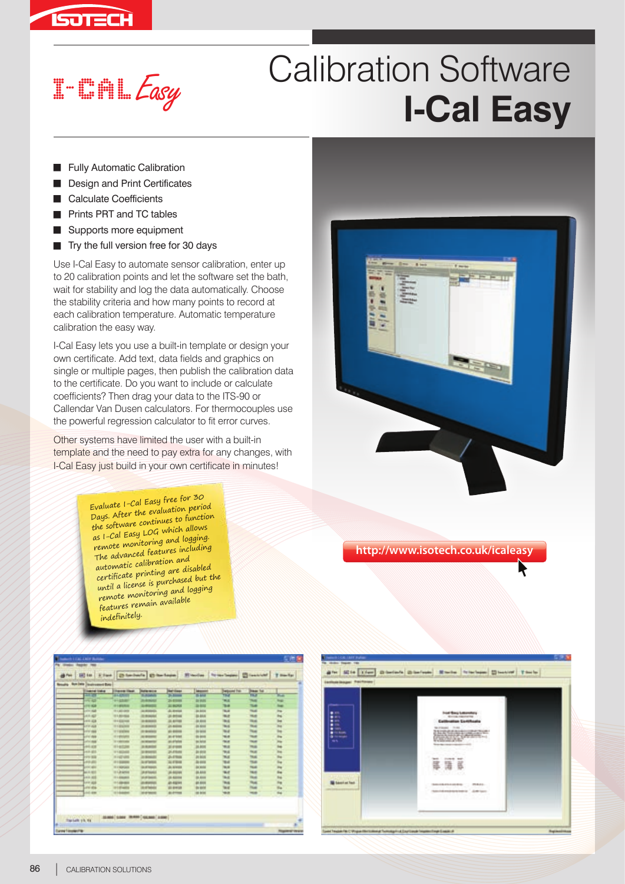# Calibration Software

# I-Cal Easy

- Fully Automatic Calibration
- Design and Print Certificates
- Calculate Coefficients
- Prints PRT and TC tables
- Supports more equipment
- Try the full version free for 30 days

Use I-Cal Easy to automate sensor calibration, enter up to 20 calibration points and let the software set the bath, wait for stability and log the data automatically. Choose the stability criteria and how many points to record at each calibration temperature. Automatic temperature calibration the easy way.

I-Cal Easy lets you use a built-in template or design your own certificate. Add text, data fields and graphics on single or multiple pages, then publish the calibration data to the certificate. Do you want to include or calculate coefficients? Then drag your data to the ITS-90 or Callendar Van Dusen calculators. For thermocouples use the powerful regression calculator to fit error curves.

Other systems have limited the user with a built-in template and the need to pay extra for any changes, with I-Cal Easy just build in your own certificate in minutes!

*Evaluate I-Cal Easy free for 30 Days. After the evaluation period the software continues to function as I-Cal Easy LOG which allows remote monitoring and logging. The advanced features including automatic calibration and certificate printing are disabled until a license is purchased but the remote monitoring and logging features remain available indefinitely.*

http://www.isotech.co.uk/icaleasy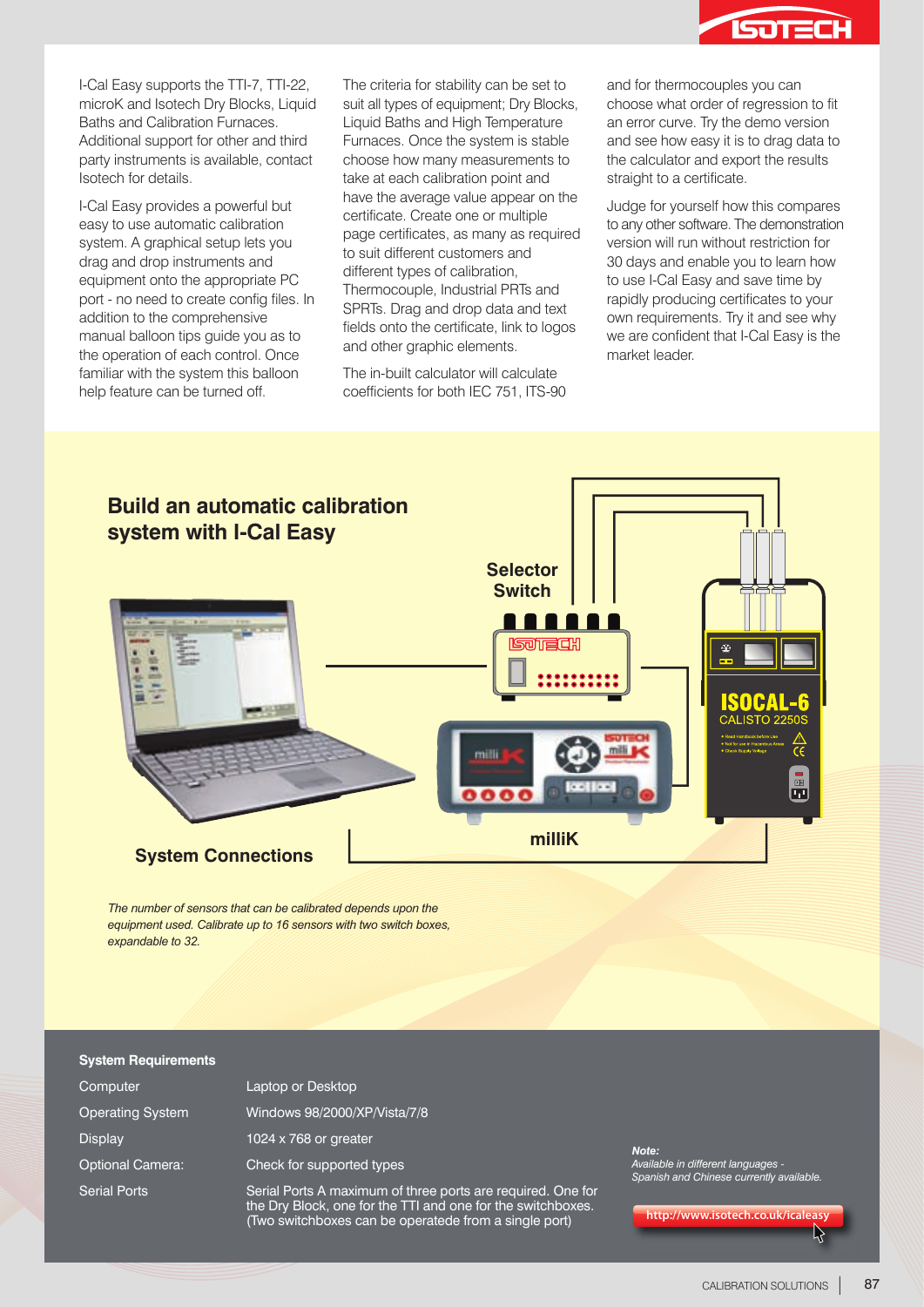I-Cal Easy supports the TTI-7, TTI-22, microK and Isotech Dry Blocks, Liquid Baths and Calibration Furnaces. Additional support for other and third party instruments is available, contact Isotech for details.

I-Cal Easy provides a powerful but easy to use automatic calibration system. A graphical setup lets you drag and drop instruments and equipment onto the appropriate PC port - no need to create config files. In addition to the comprehensive manual balloon tips guide you as to the operation of each control. Once familiar with the system this balloon help feature can be turned off.

The criteria for stability can be set to suit all types of equipment; Dry Blocks, Liquid Baths and High Temperature Furnaces. Once the system is stable choose how many measurements to take at each calibration point and have the average value appear on the certificate. Create one or multiple page certificates, as many as required to suit different customers and different types of calibration, Thermocouple, Industrial PRTs and SPRTs. Drag and drop data and text fields onto the certificate, link to logos and other graphic elements.

The in-built calculator will calculate coefficients for both IEC 751, ITS-90 and for thermocouples you can choose what order of regression to fit an error curve. Try the demo version and see how easy it is to drag data to the calculator and export the results straight to a certificate.

Judge for yourself how this compares to any other software. The demonstration version will run without restriction for 30 days and enable you to learn how to use I-Cal Easy and save time by rapidly producing certificates to your own requirements. Try it and see why we are confident that I-Cal Easy is the market leader.

## Build an automatic calibration system with I-Cal Easy

Selector Switch

ISOCAL-6

CALISTO 2250S

milliK

System Connections

*The number of sensors that can be calibrated depends upon the equipment used. Calibrate up to 16 sensors with two switch boxes, expandable to 32.*

### System Requirements

| | |
|---|---|
| Computer | Laptop or Desktop |
| Operating System | Windows 98/2000/XP/Vista/7/8 |
| Display | 1024 x 768 or greater |
| Optional Camera: | Check for supported types |
| Serial Ports | Serial Ports A maximum of three ports are required. One for the Dry Block, one for the TTI and one for the switchboxes. (Two switchboxes can be operatede from a single port) |

***Note:***
*Available in different languages - Spanish and Chinese currently available.*

http://www.isotech.co.uk/icaleasy